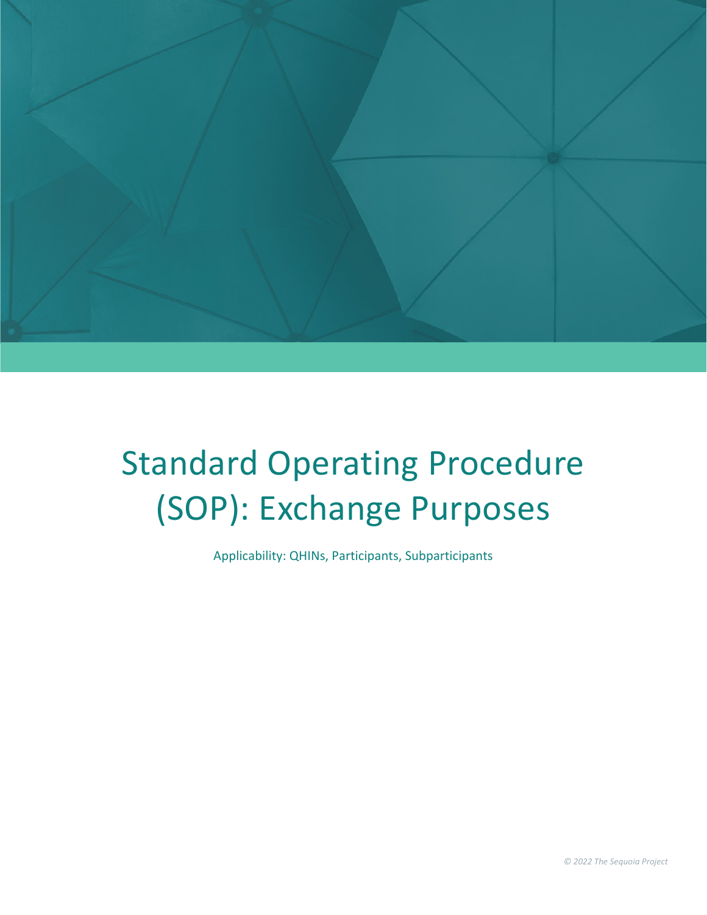# Standard Operating Procedure (SOP): Exchange Purposes

Applicability: QHINs, Participants, Subparticipants

*© 2022 The Sequoia Project*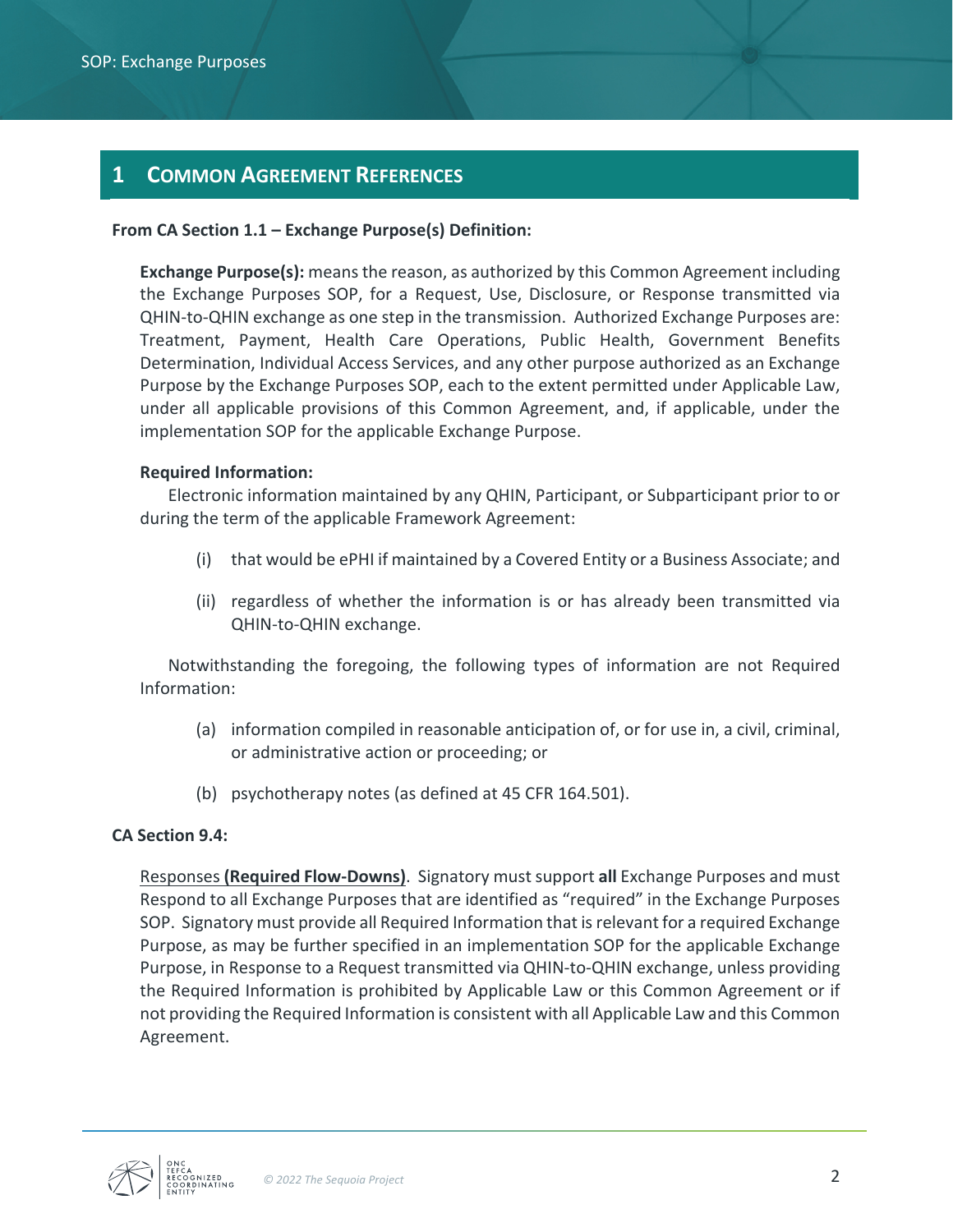# 1 Common Agreement References

**From CA Section 1.1 – Exchange Purpose(s) Definition:**

**Exchange Purpose(s):** means the reason, as authorized by this Common Agreement including the Exchange Purposes SOP, for a Request, Use, Disclosure, or Response transmitted via QHIN-to-QHIN exchange as one step in the transmission. Authorized Exchange Purposes are: Treatment, Payment, Health Care Operations, Public Health, Government Benefits Determination, Individual Access Services, and any other purpose authorized as an Exchange Purpose by the Exchange Purposes SOP, each to the extent permitted under Applicable Law, under all applicable provisions of this Common Agreement, and, if applicable, under the implementation SOP for the applicable Exchange Purpose.

**Required Information:**

Electronic information maintained by any QHIN, Participant, or Subparticipant prior to or during the term of the applicable Framework Agreement:

(i) that would be ePHI if maintained by a Covered Entity or a Business Associate; and

(ii) regardless of whether the information is or has already been transmitted via QHIN-to-QHIN exchange.

Notwithstanding the foregoing, the following types of information are not Required Information:

(a) information compiled in reasonable anticipation of, or for use in, a civil, criminal, or administrative action or proceeding; or

(b) psychotherapy notes (as defined at 45 CFR 164.501).

**CA Section 9.4:**

Responses **(Required Flow-Downs)**. Signatory must support **all** Exchange Purposes and must Respond to all Exchange Purposes that are identified as "required" in the Exchange Purposes SOP. Signatory must provide all Required Information that is relevant for a required Exchange Purpose, as may be further specified in an implementation SOP for the applicable Exchange Purpose, in Response to a Request transmitted via QHIN-to-QHIN exchange, unless providing the Required Information is prohibited by Applicable Law or this Common Agreement or if not providing the Required Information is consistent with all Applicable Law and this Common Agreement.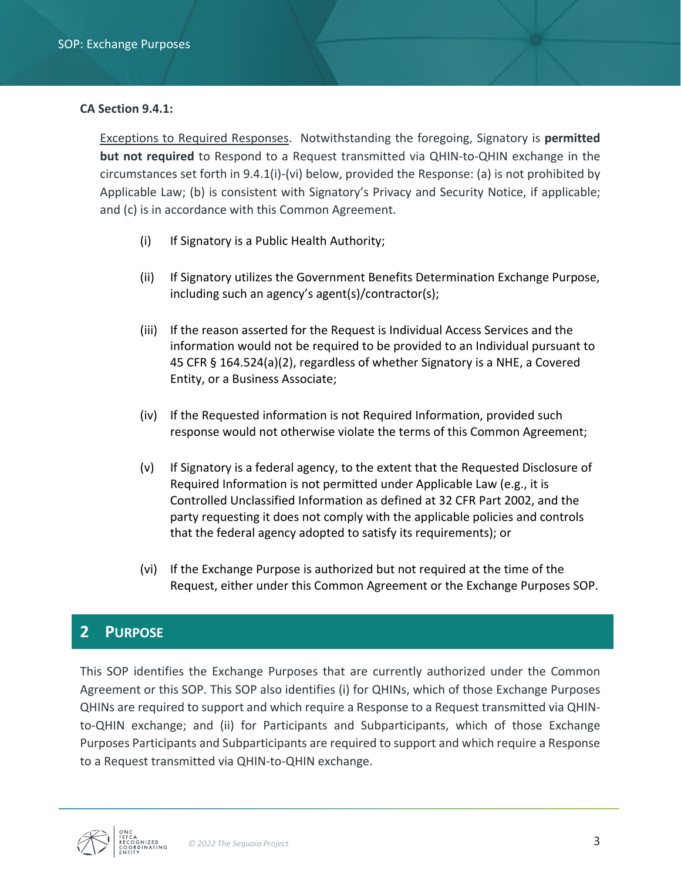**CA Section 9.4.1:**

Exceptions to Required Responses. Notwithstanding the foregoing, Signatory is **permitted but not required** to Respond to a Request transmitted via QHIN-to-QHIN exchange in the circumstances set forth in 9.4.1(i)-(vi) below, provided the Response: (a) is not prohibited by Applicable Law; (b) is consistent with Signatory's Privacy and Security Notice, if applicable; and (c) is in accordance with this Common Agreement.

- (i) If Signatory is a Public Health Authority;
- (ii) If Signatory utilizes the Government Benefits Determination Exchange Purpose, including such an agency's agent(s)/contractor(s);
- (iii) If the reason asserted for the Request is Individual Access Services and the information would not be required to be provided to an Individual pursuant to 45 CFR § 164.524(a)(2), regardless of whether Signatory is a NHE, a Covered Entity, or a Business Associate;
- (iv) If the Requested information is not Required Information, provided such response would not otherwise violate the terms of this Common Agreement;
- (v) If Signatory is a federal agency, to the extent that the Requested Disclosure of Required Information is not permitted under Applicable Law (e.g., it is Controlled Unclassified Information as defined at 32 CFR Part 2002, and the party requesting it does not comply with the applicable policies and controls that the federal agency adopted to satisfy its requirements); or
- (vi) If the Exchange Purpose is authorized but not required at the time of the Request, either under this Common Agreement or the Exchange Purposes SOP.

## 2 Purpose

This SOP identifies the Exchange Purposes that are currently authorized under the Common Agreement or this SOP. This SOP also identifies (i) for QHINs, which of those Exchange Purposes QHINs are required to support and which require a Response to a Request transmitted via QHIN-to-QHIN exchange; and (ii) for Participants and Subparticipants, which of those Exchange Purposes Participants and Subparticipants are required to support and which require a Response to a Request transmitted via QHIN-to-QHIN exchange.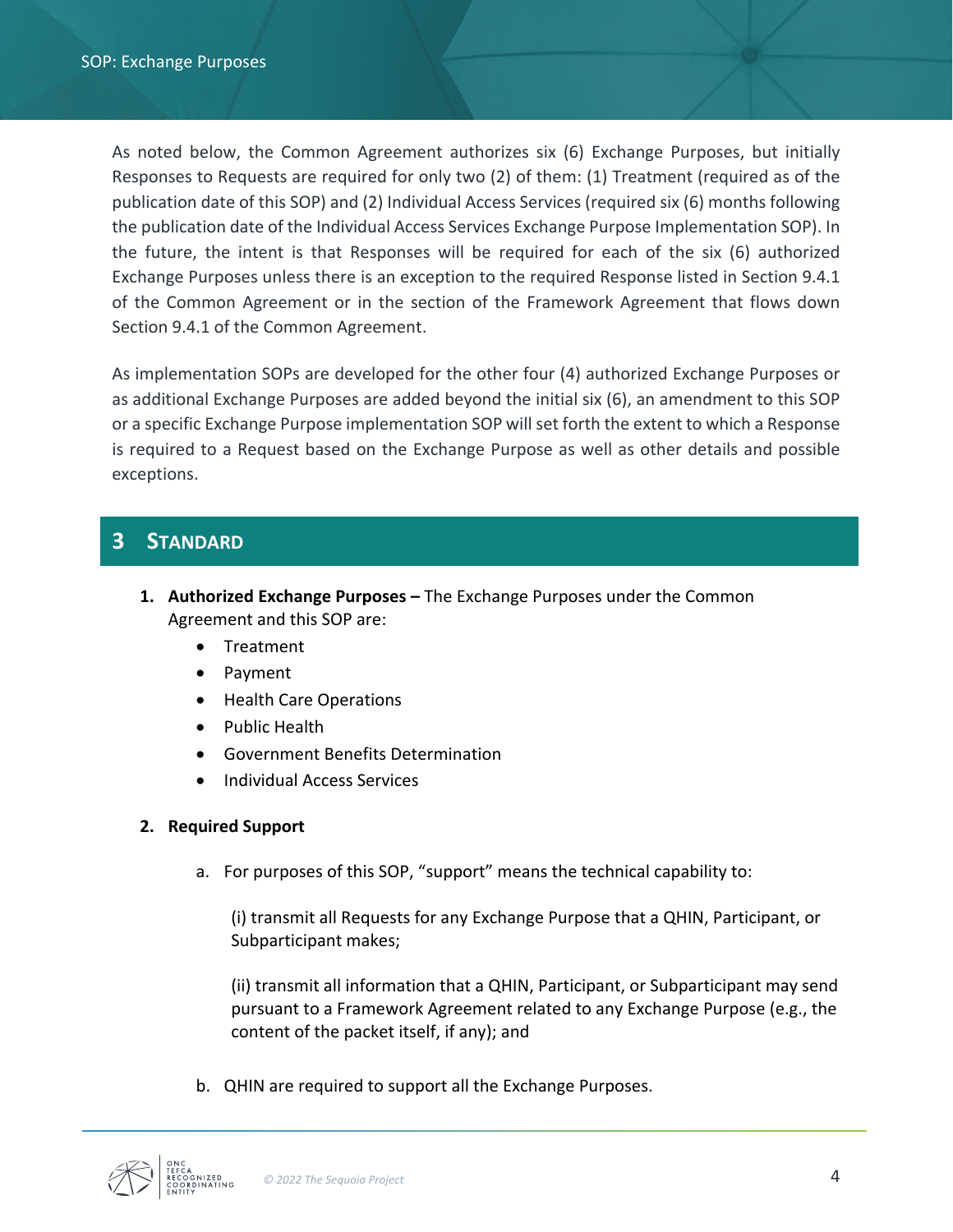As noted below, the Common Agreement authorizes six (6) Exchange Purposes, but initially Responses to Requests are required for only two (2) of them: (1) Treatment (required as of the publication date of this SOP) and (2) Individual Access Services (required six (6) months following the publication date of the Individual Access Services Exchange Purpose Implementation SOP). In the future, the intent is that Responses will be required for each of the six (6) authorized Exchange Purposes unless there is an exception to the required Response listed in Section 9.4.1 of the Common Agreement or in the section of the Framework Agreement that flows down Section 9.4.1 of the Common Agreement.

As implementation SOPs are developed for the other four (4) authorized Exchange Purposes or as additional Exchange Purposes are added beyond the initial six (6), an amendment to this SOP or a specific Exchange Purpose implementation SOP will set forth the extent to which a Response is required to a Request based on the Exchange Purpose as well as other details and possible exceptions.

# 3 Standard

1. **Authorized Exchange Purposes –** The Exchange Purposes under the Common Agreement and this SOP are:
   - Treatment
   - Payment
   - Health Care Operations
   - Public Health
   - Government Benefits Determination
   - Individual Access Services

2. **Required Support**

   a. For purposes of this SOP, "support" means the technical capability to:

      (i) transmit all Requests for any Exchange Purpose that a QHIN, Participant, or Subparticipant makes;

      (ii) transmit all information that a QHIN, Participant, or Subparticipant may send pursuant to a Framework Agreement related to any Exchange Purpose (e.g., the content of the packet itself, if any); and

   b. QHIN are required to support all the Exchange Purposes.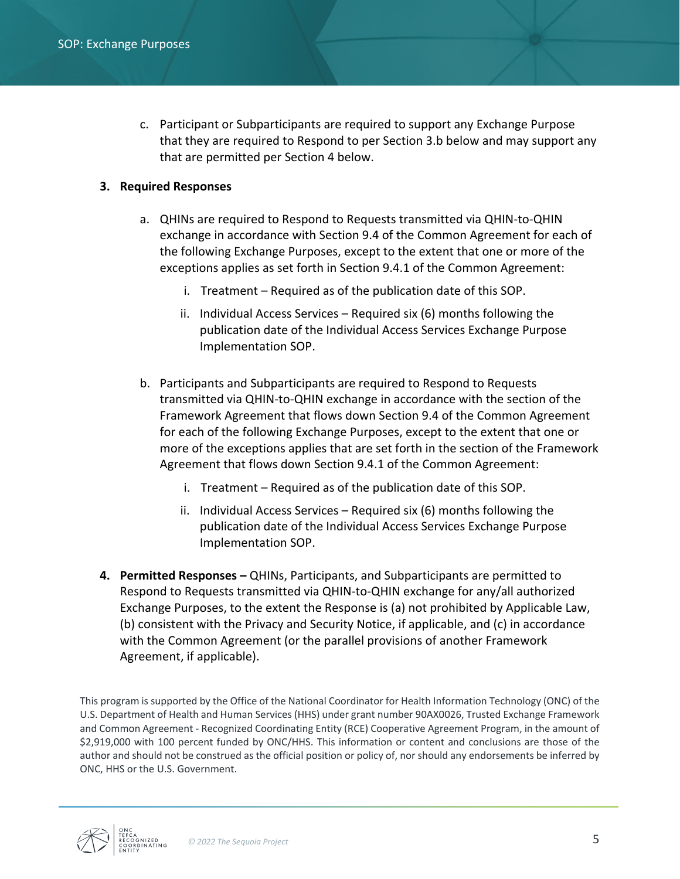c. Participant or Subparticipants are required to support any Exchange Purpose that they are required to Respond to per Section 3.b below and may support any that are permitted per Section 4 below.

## 3. Required Responses

a. QHINs are required to Respond to Requests transmitted via QHIN-to-QHIN exchange in accordance with Section 9.4 of the Common Agreement for each of the following Exchange Purposes, except to the extent that one or more of the exceptions applies as set forth in Section 9.4.1 of the Common Agreement:

   i. Treatment – Required as of the publication date of this SOP.

   ii. Individual Access Services – Required six (6) months following the publication date of the Individual Access Services Exchange Purpose Implementation SOP.

b. Participants and Subparticipants are required to Respond to Requests transmitted via QHIN-to-QHIN exchange in accordance with the section of the Framework Agreement that flows down Section 9.4 of the Common Agreement for each of the following Exchange Purposes, except to the extent that one or more of the exceptions applies that are set forth in the section of the Framework Agreement that flows down Section 9.4.1 of the Common Agreement:

   i. Treatment – Required as of the publication date of this SOP.

   ii. Individual Access Services – Required six (6) months following the publication date of the Individual Access Services Exchange Purpose Implementation SOP.

**4. Permitted Responses –** QHINs, Participants, and Subparticipants are permitted to Respond to Requests transmitted via QHIN-to-QHIN exchange for any/all authorized Exchange Purposes, to the extent the Response is (a) not prohibited by Applicable Law, (b) consistent with the Privacy and Security Notice, if applicable, and (c) in accordance with the Common Agreement (or the parallel provisions of another Framework Agreement, if applicable).

This program is supported by the Office of the National Coordinator for Health Information Technology (ONC) of the U.S. Department of Health and Human Services (HHS) under grant number 90AX0026, Trusted Exchange Framework and Common Agreement - Recognized Coordinating Entity (RCE) Cooperative Agreement Program, in the amount of $2,919,000 with 100 percent funded by ONC/HHS. This information or content and conclusions are those of the author and should not be construed as the official position or policy of, nor should any endorsements be inferred by ONC, HHS or the U.S. Government.